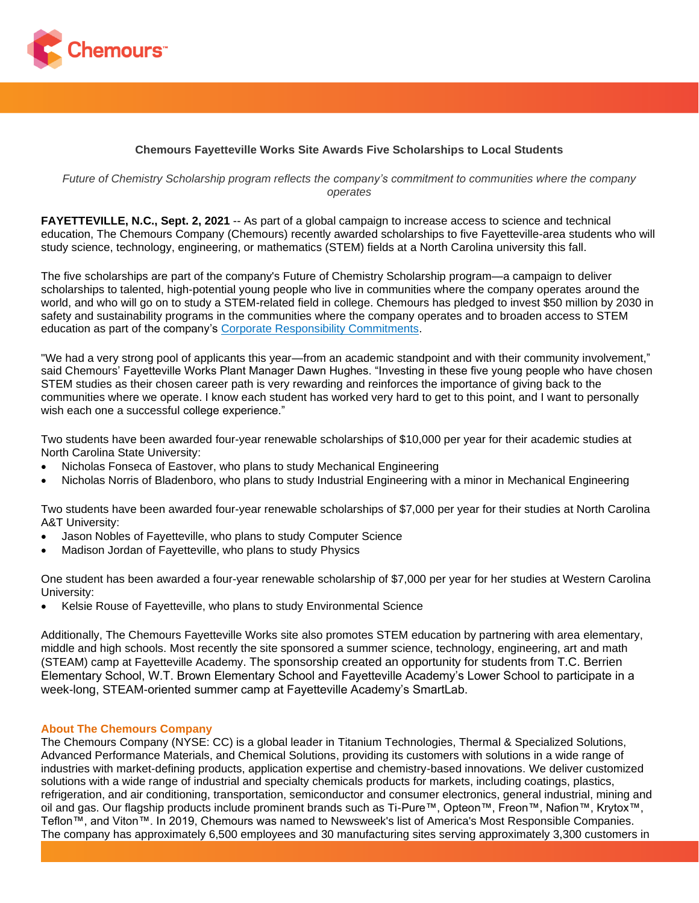# Chemours Fayetteville Works Site Awards Five Scholarships to Local Students

*Future of Chemistry Scholarship program reflects the company's commitment to communities where the company operates*

**FAYETTEVILLE, N.C., Sept. 2, 2021** -- As part of a global campaign to increase access to science and technical education, The Chemours Company (Chemours) recently awarded scholarships to five Fayetteville-area students who will study science, technology, engineering, or mathematics (STEM) fields at a North Carolina university this fall.

The five scholarships are part of the company's Future of Chemistry Scholarship program—a campaign to deliver scholarships to talented, high-potential young people who live in communities where the company operates around the world, and who will go on to study a STEM-related field in college. Chemours has pledged to invest $50 million by 2030 in safety and sustainability programs in the communities where the company operates and to broaden access to STEM education as part of the company's Corporate Responsibility Commitments.

"We had a very strong pool of applicants this year—from an academic standpoint and with their community involvement," said Chemours' Fayetteville Works Plant Manager Dawn Hughes. "Investing in these five young people who have chosen STEM studies as their chosen career path is very rewarding and reinforces the importance of giving back to the communities where we operate. I know each student has worked very hard to get to this point, and I want to personally wish each one a successful college experience."

Two students have been awarded four-year renewable scholarships of $10,000 per year for their academic studies at North Carolina State University:

- Nicholas Fonseca of Eastover, who plans to study Mechanical Engineering
- Nicholas Norris of Bladenboro, who plans to study Industrial Engineering with a minor in Mechanical Engineering

Two students have been awarded four-year renewable scholarships of $7,000 per year for their studies at North Carolina A&T University:

- Jason Nobles of Fayetteville, who plans to study Computer Science
- Madison Jordan of Fayetteville, who plans to study Physics

One student has been awarded a four-year renewable scholarship of $7,000 per year for her studies at Western Carolina University:

- Kelsie Rouse of Fayetteville, who plans to study Environmental Science

Additionally, The Chemours Fayetteville Works site also promotes STEM education by partnering with area elementary, middle and high schools. Most recently the site sponsored a summer science, technology, engineering, art and math (STEAM) camp at Fayetteville Academy. The sponsorship created an opportunity for students from T.C. Berrien Elementary School, W.T. Brown Elementary School and Fayetteville Academy's Lower School to participate in a week-long, STEAM-oriented summer camp at Fayetteville Academy's SmartLab.

## About The Chemours Company

The Chemours Company (NYSE: CC) is a global leader in Titanium Technologies, Thermal & Specialized Solutions, Advanced Performance Materials, and Chemical Solutions, providing its customers with solutions in a wide range of industries with market-defining products, application expertise and chemistry-based innovations. We deliver customized solutions with a wide range of industrial and specialty chemicals products for markets, including coatings, plastics, refrigeration, and air conditioning, transportation, semiconductor and consumer electronics, general industrial, mining and oil and gas. Our flagship products include prominent brands such as Ti-Pure™, Opteon™, Freon™, Nafion™, Krytox™, Teflon™, and Viton™. In 2019, Chemours was named to Newsweek's list of America's Most Responsible Companies. The company has approximately 6,500 employees and 30 manufacturing sites serving approximately 3,300 customers in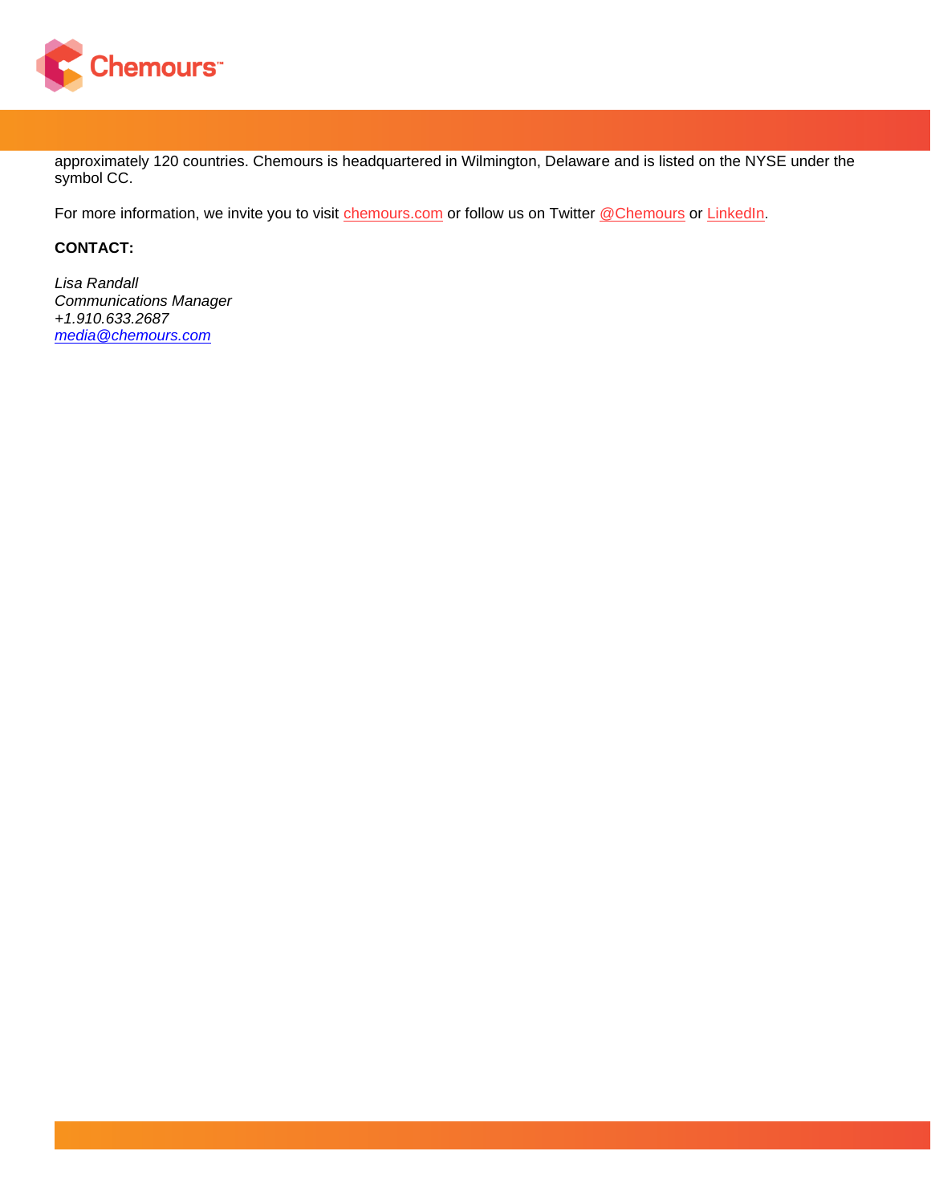approximately 120 countries. Chemours is headquartered in Wilmington, Delaware and is listed on the NYSE under the symbol CC.

For more information, we invite you to visit chemours.com or follow us on Twitter @Chemours or LinkedIn.

**CONTACT:**

*Lisa Randall*
*Communications Manager*
*+1.910.633.2687*
*media@chemours.com*